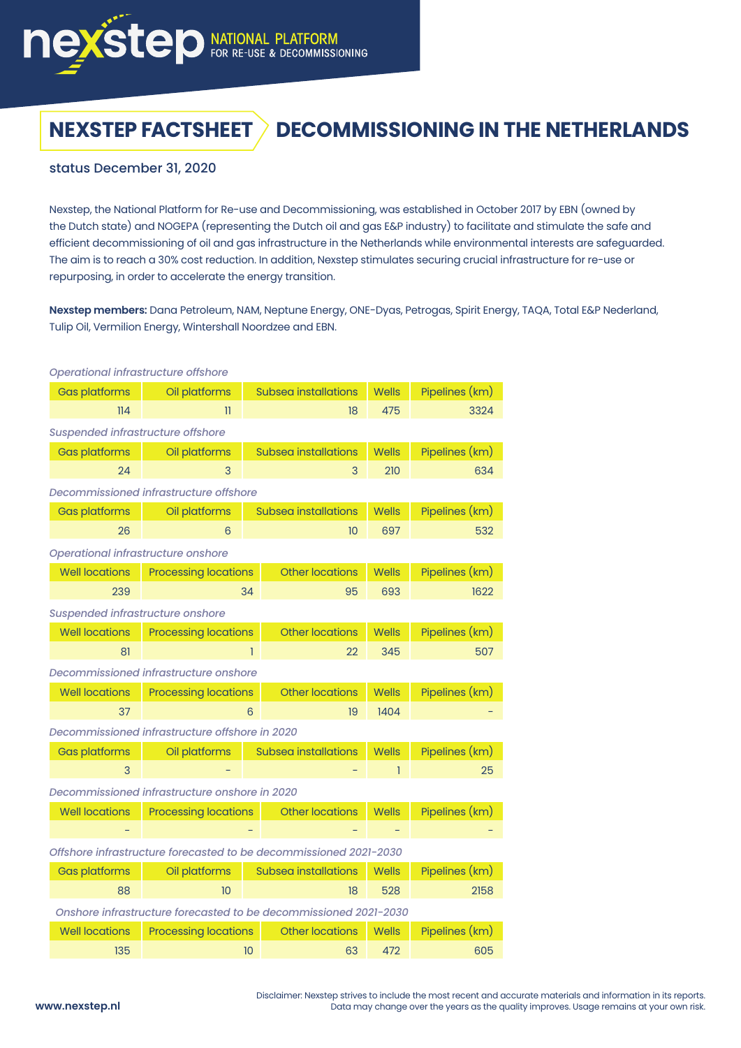nexstep NATIONAL PLATFORM FOR RE-USE & DECOMMISSIONING

# NEXSTEP FACTSHEET DECOMMISSIONING IN THE NETHERLANDS

status December 31, 2020

Nexstep, the National Platform for Re-use and Decommissioning, was established in October 2017 by EBN (owned by the Dutch state) and NOGEPA (representing the Dutch oil and gas E&P industry) to facilitate and stimulate the safe and efficient decommissioning of oil and gas infrastructure in the Netherlands while environmental interests are safeguarded. The aim is to reach a 30% cost reduction. In addition, Nexstep stimulates securing crucial infrastructure for re-use or repurposing, in order to accelerate the energy transition.

**Nexstep members:** Dana Petroleum, NAM, Neptune Energy, ONE-Dyas, Petrogas, Spirit Energy, TAQA, Total E&P Nederland, Tulip Oil, Vermilion Energy, Wintershall Noordzee and EBN.

*Operational infrastructure offshore*

| Gas platforms | Oil platforms | Subsea installations | Wells | Pipelines (km) |
|---|---|---|---|---|
| 114 | 11 | 18 | 475 | 3324 |

*Suspended infrastructure offshore*

| Gas platforms | Oil platforms | Subsea installations | Wells | Pipelines (km) |
|---|---|---|---|---|
| 24 | 3 | 3 | 210 | 634 |

*Decommissioned infrastructure offshore*

| Gas platforms | Oil platforms | Subsea installations | Wells | Pipelines (km) |
|---|---|---|---|---|
| 26 | 6 | 10 | 697 | 532 |

*Operational infrastructure onshore*

| Well locations | Processing locations | Other locations | Wells | Pipelines (km) |
|---|---|---|---|---|
| 239 | 34 | 95 | 693 | 1622 |

*Suspended infrastructure onshore*

| Well locations | Processing locations | Other locations | Wells | Pipelines (km) |
|---|---|---|---|---|
| 81 | 1 | 22 | 345 | 507 |

*Decommissioned infrastructure onshore*

| Well locations | Processing locations | Other locations | Wells | Pipelines (km) |
|---|---|---|---|---|
| 37 | 6 | 19 | 1404 | - |

*Decommissioned infrastructure offshore in 2020*

| Gas platforms | Oil platforms | Subsea installations | Wells | Pipelines (km) |
|---|---|---|---|---|
| 3 | - | - | 1 | 25 |

*Decommissioned infrastructure onshore in 2020*

| Well locations | Processing locations | Other locations | Wells | Pipelines (km) |
|---|---|---|---|---|
| - | - | - | - | - |

*Offshore infrastructure forecasted to be decommissioned 2021-2030*

| Gas platforms | Oil platforms | Subsea installations | Wells | Pipelines (km) |
|---|---|---|---|---|
| 88 | 10 | 18 | 528 | 2158 |

*Onshore infrastructure forecasted to be decommissioned 2021-2030*

| Well locations | Processing locations | Other locations | Wells | Pipelines (km) |
|---|---|---|---|---|
| 135 | 10 | 63 | 472 | 605 |

www.nexstep.nl

Disclaimer: Nexstep strives to include the most recent and accurate materials and information in its reports. Data may change over the years as the quality improves. Usage remains at your own risk.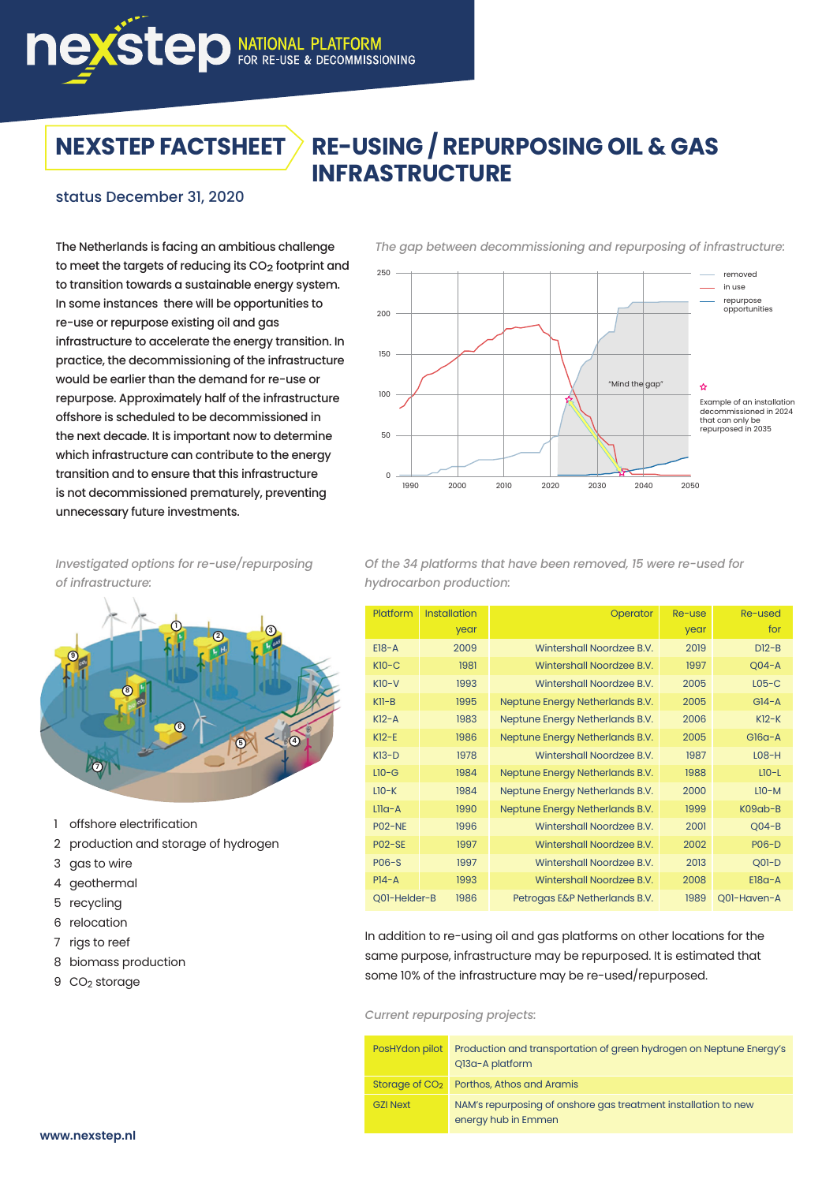nexstep NATIONAL PLATFORM FOR RE-USE & DECOMMISSIONING

# NEXSTEP FACTSHEET

# RE-USING / REPURPOSING OIL & GAS INFRASTRUCTURE

status December 31, 2020

The Netherlands is facing an ambitious challenge to meet the targets of reducing its $CO_2$ footprint and to transition towards a sustainable energy system. In some instances there will be opportunities to re-use or repurpose existing oil and gas infrastructure to accelerate the energy transition. In practice, the decommissioning of the infrastructure would be earlier than the demand for re-use or repurpose. Approximately half of the infrastructure offshore is scheduled to be decommissioned in the next decade. It is important now to determine which infrastructure can contribute to the energy transition and to ensure that this infrastructure is not decommissioned prematurely, preventing unnecessary future investments.

*The gap between decommissioning and repurposing of infrastructure:*

250
200
150
100
50
0
1990
2000
2010
2020
2030
2040
2050
"Mind the gap"
removed
in use
repurpose opportunities
Example of an installation decommissioned in 2024 that can only be repurposed in 2035

*Investigated options for re-use/repurposing of infrastructure:*

1 offshore electrification
2 production and storage of hydrogen
3 gas to wire
4 geothermal
5 recycling
6 relocation
7 rigs to reef
8 biomass production
9 $CO_2$ storage

*Of the 34 platforms that have been removed, 15 were re-used for hydrocarbon production:*

| Platform | Installation year | Operator | Re-use year | Re-used for |
|---|---|---|---|---|
| E18-A | 2009 | Wintershall Noordzee B.V. | 2019 | D12-B |
| K10-C | 1981 | Wintershall Noordzee B.V. | 1997 | Q04-A |
| K10-V | 1993 | Wintershall Noordzee B.V. | 2005 | L05-C |
| K11-B | 1995 | Neptune Energy Netherlands B.V. | 2005 | G14-A |
| K12-A | 1983 | Neptune Energy Netherlands B.V. | 2006 | K12-K |
| K12-E | 1986 | Neptune Energy Netherlands B.V. | 2005 | G16a-A |
| K13-D | 1978 | Wintershall Noordzee B.V. | 1987 | L08-H |
| L10-G | 1984 | Neptune Energy Netherlands B.V. | 1988 | L10-L |
| L10-K | 1984 | Neptune Energy Netherlands B.V. | 2000 | L10-M |
| L11a-A | 1990 | Neptune Energy Netherlands B.V. | 1999 | K09ab-B |
| P02-NE | 1996 | Wintershall Noordzee B.V. | 2001 | Q04-B |
| P02-SE | 1997 | Wintershall Noordzee B.V. | 2002 | P06-D |
| P06-S | 1997 | Wintershall Noordzee B.V. | 2013 | Q01-D |
| P14-A | 1993 | Wintershall Noordzee B.V. | 2008 | E18a-A |
| Q01-Helder-B | 1986 | Petrogas E&P Netherlands B.V. | 1989 | Q01-Haven-A |

In addition to re-using oil and gas platforms on other locations for the same purpose, infrastructure may be repurposed. It is estimated that some 10% of the infrastructure may be re-used/repurposed.

*Current repurposing projects:*

| | |
|---|---|
| PosHYdon pilot | Production and transportation of green hydrogen on Neptune Energy's Q13a-A platform |
| Storage of $CO_2$ | Porthos, Athos and Aramis |
| GZI Next | NAM's repurposing of onshore gas treatment installation to new energy hub in Emmen |

www.nexstep.nl